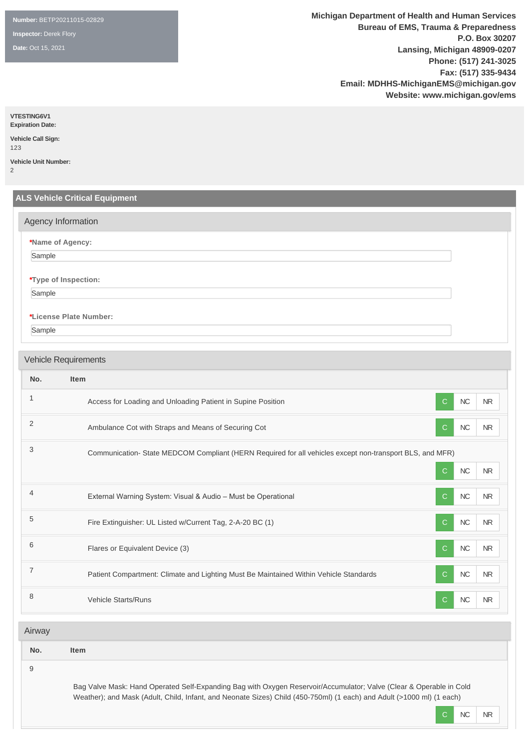**Number:** BETP20211015-02829

**Inspector:** Derek Flory

**Date:** Oct 15, 2021

**Michigan Department of Health and Human Services**
**Bureau of EMS, Trauma & Preparedness**
**P.O. Box 30207**
**Lansing, Michigan 48909-0207**
**Phone: (517) 241-3025**
**Fax: (517) 335-9434**
**Email: MDHHS-MichiganEMS@michigan.gov**
**Website: www.michigan.gov/ems**

**VTESTING6V1**
**Expiration Date:**

**Vehicle Call Sign:**
123

**Vehicle Unit Number:**
2

## ALS Vehicle Critical Equipment

### Agency Information

**\*Name of Agency:**
Sample

**\*Type of Inspection:**
Sample

**\*License Plate Number:**
Sample

### Vehicle Requirements

| No. | Item | Status |
|---|---|---|
| 1 | Access for Loading and Unloading Patient in Supine Position | C |
| 2 | Ambulance Cot with Straps and Means of Securing Cot | C |
| 3 | Communication- State MEDCOM Compliant (HERN Required for all vehicles except non-transport BLS, and MFR) | C |
| 4 | External Warning System: Visual & Audio – Must be Operational | C |
| 5 | Fire Extinguisher: UL Listed w/Current Tag, 2-A-20 BC (1) | C |
| 6 | Flares or Equivalent Device (3) | C |
| 7 | Patient Compartment: Climate and Lighting Must Be Maintained Within Vehicle Standards | C |
| 8 | Vehicle Starts/Runs | C |

### Airway

| No. | Item | Status |
|---|---|---|
| 9 | Bag Valve Mask: Hand Operated Self-Expanding Bag with Oxygen Reservoir/Accumulator; Valve (Clear & Operable in Cold Weather); and Mask (Adult, Child, Infant, and Neonate Sizes) Child (450-750ml) (1 each) and Adult (>1000 ml) (1 each) | C |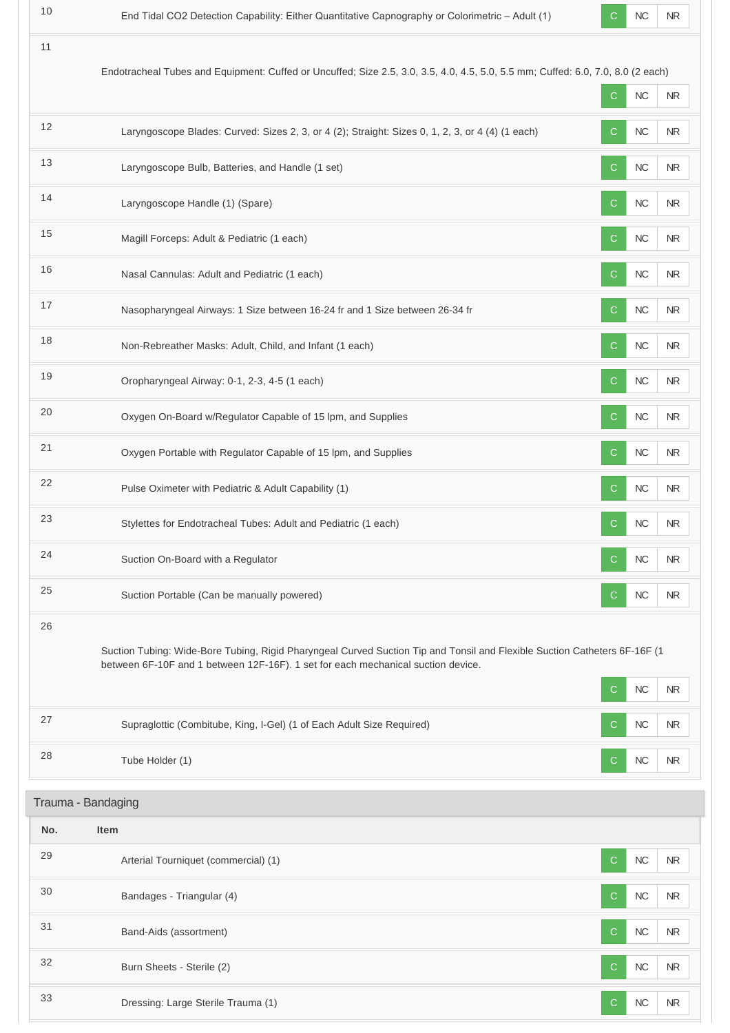| No. | Item | | | |
|---|---|---|---|---|
| 10 | End Tidal CO2 Detection Capability: Either Quantitative Capnography or Colorimetric – Adult (1) | C | NC | NR |
| 11 | Endotracheal Tubes and Equipment: Cuffed or Uncuffed; Size 2.5, 3.0, 3.5, 4.0, 4.5, 5.0, 5.5 mm; Cuffed: 6.0, 7.0, 8.0 (2 each) | C | NC | NR |
| 12 | Laryngoscope Blades: Curved: Sizes 2, 3, or 4 (2); Straight: Sizes 0, 1, 2, 3, or 4 (4) (1 each) | C | NC | NR |
| 13 | Laryngoscope Bulb, Batteries, and Handle (1 set) | C | NC | NR |
| 14 | Laryngoscope Handle (1) (Spare) | C | NC | NR |
| 15 | Magill Forceps: Adult & Pediatric (1 each) | C | NC | NR |
| 16 | Nasal Cannulas: Adult and Pediatric (1 each) | C | NC | NR |
| 17 | Nasopharyngeal Airways: 1 Size between 16-24 fr and 1 Size between 26-34 fr | C | NC | NR |
| 18 | Non-Rebreather Masks: Adult, Child, and Infant (1 each) | C | NC | NR |
| 19 | Oropharyngeal Airway: 0-1, 2-3, 4-5 (1 each) | C | NC | NR |
| 20 | Oxygen On-Board w/Regulator Capable of 15 lpm, and Supplies | C | NC | NR |
| 21 | Oxygen Portable with Regulator Capable of 15 lpm, and Supplies | C | NC | NR |
| 22 | Pulse Oximeter with Pediatric & Adult Capability (1) | C | NC | NR |
| 23 | Stylettes for Endotracheal Tubes: Adult and Pediatric (1 each) | C | NC | NR |
| 24 | Suction On-Board with a Regulator | C | NC | NR |
| 25 | Suction Portable (Can be manually powered) | C | NC | NR |
| 26 | Suction Tubing: Wide-Bore Tubing, Rigid Pharyngeal Curved Suction Tip and Tonsil and Flexible Suction Catheters 6F-16F (1 between 6F-10F and 1 between 12F-16F). 1 set for each mechanical suction device. | C | NC | NR |
| 27 | Supraglottic (Combitube, King, I-Gel) (1 of Each Adult Size Required) | C | NC | NR |
| 28 | Tube Holder (1) | C | NC | NR |

## Trauma - Bandaging

| No. | Item | | | |
|---|---|---|---|---|
| 29 | Arterial Tourniquet (commercial) (1) | C | NC | NR |
| 30 | Bandages - Triangular (4) | C | NC | NR |
| 31 | Band-Aids (assortment) | C | NC | NR |
| 32 | Burn Sheets - Sterile (2) | C | NC | NR |
| 33 | Dressing: Large Sterile Trauma (1) | C | NC | NR |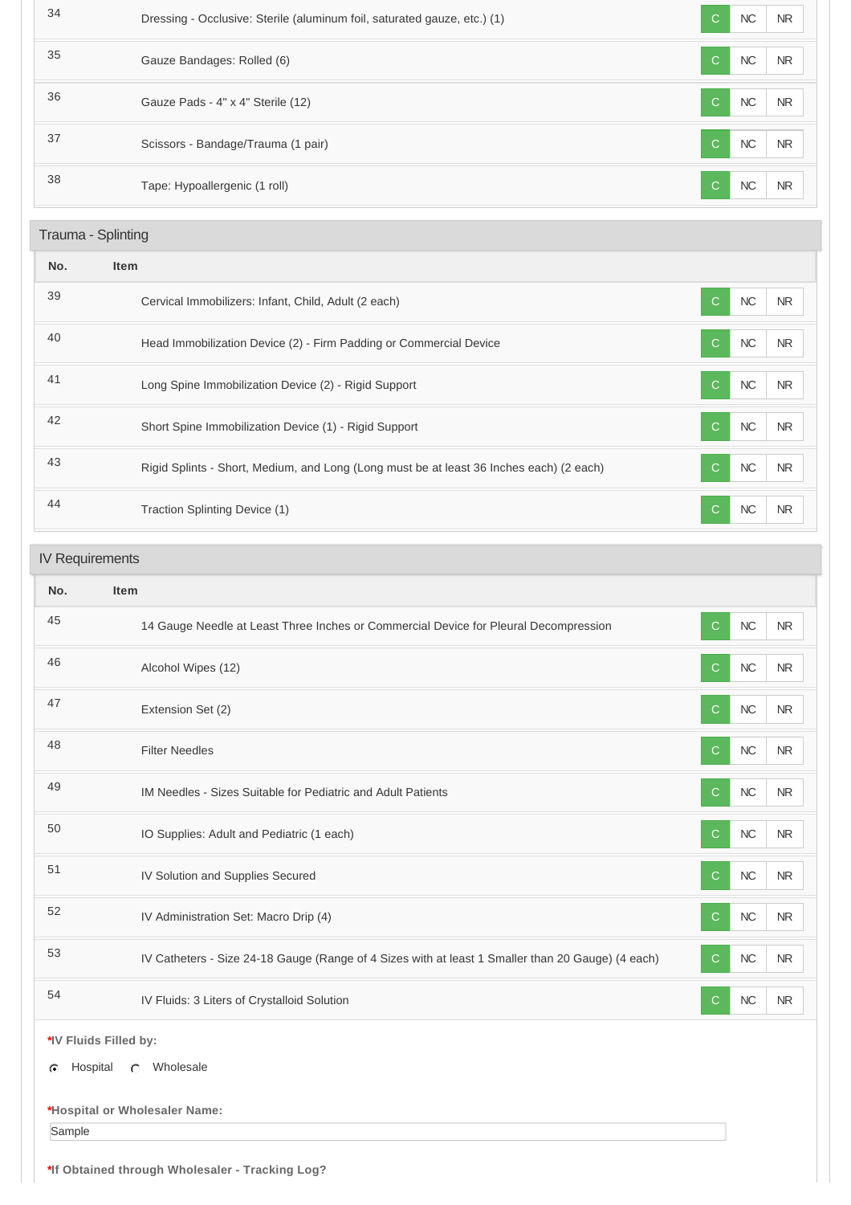| No. | Item | | | |
|---|---|---|---|---|
| 34 | Dressing - Occlusive: Sterile (aluminum foil, saturated gauze, etc.) (1) | C | NC | NR |
| 35 | Gauze Bandages: Rolled (6) | C | NC | NR |
| 36 | Gauze Pads - 4" x 4" Sterile (12) | C | NC | NR |
| 37 | Scissors - Bandage/Trauma (1 pair) | C | NC | NR |
| 38 | Tape: Hypoallergenic (1 roll) | C | NC | NR |

## Trauma - Splinting

| No. | Item | | | |
|---|---|---|---|---|
| 39 | Cervical Immobilizers: Infant, Child, Adult (2 each) | C | NC | NR |
| 40 | Head Immobilization Device (2) - Firm Padding or Commercial Device | C | NC | NR |
| 41 | Long Spine Immobilization Device (2) - Rigid Support | C | NC | NR |
| 42 | Short Spine Immobilization Device (1) - Rigid Support | C | NC | NR |
| 43 | Rigid Splints - Short, Medium, and Long (Long must be at least 36 Inches each) (2 each) | C | NC | NR |
| 44 | Traction Splinting Device (1) | C | NC | NR |

## IV Requirements

| No. | Item | | | |
|---|---|---|---|---|
| 45 | 14 Gauge Needle at Least Three Inches or Commercial Device for Pleural Decompression | C | NC | NR |
| 46 | Alcohol Wipes (12) | C | NC | NR |
| 47 | Extension Set (2) | C | NC | NR |
| 48 | Filter Needles | C | NC | NR |
| 49 | IM Needles - Sizes Suitable for Pediatric and Adult Patients | C | NC | NR |
| 50 | IO Supplies: Adult and Pediatric (1 each) | C | NC | NR |
| 51 | IV Solution and Supplies Secured | C | NC | NR |
| 52 | IV Administration Set: Macro Drip (4) | C | NC | NR |
| 53 | IV Catheters - Size 24-18 Gauge (Range of 4 Sizes with at least 1 Smaller than 20 Gauge) (4 each) | C | NC | NR |
| 54 | IV Fluids: 3 Liters of Crystalloid Solution | C | NC | NR |

***IV Fluids Filled by:**

(•) Hospital ( ) Wholesale

***Hospital or Wholesaler Name:**

Sample

***If Obtained through Wholesaler - Tracking Log?**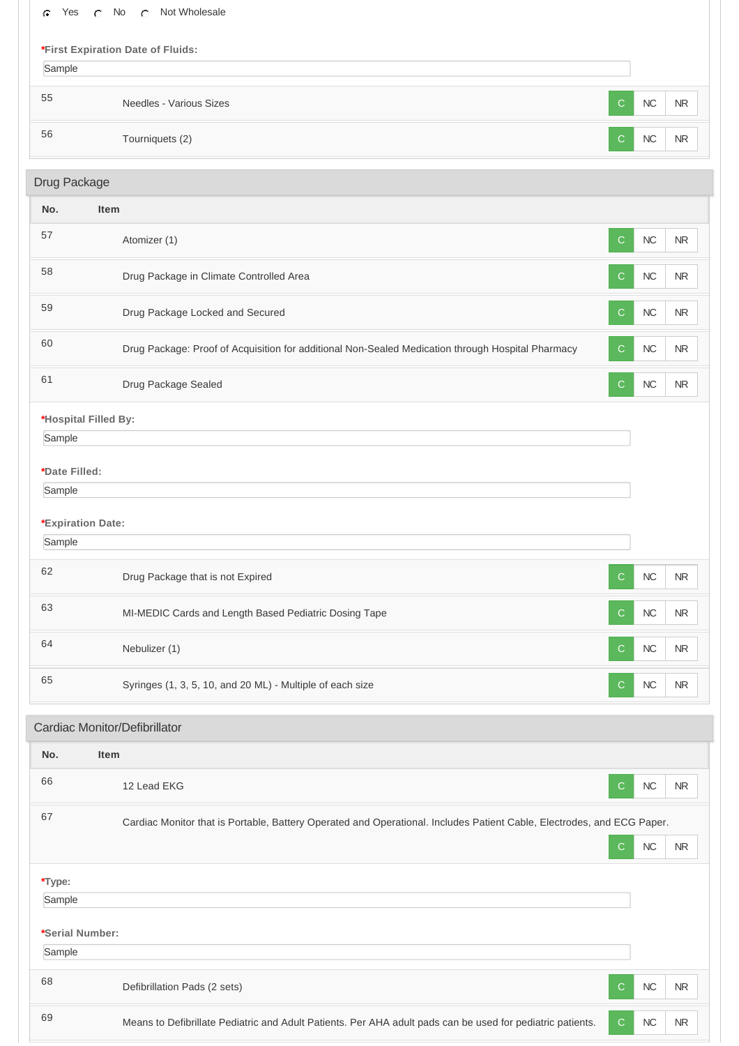- (•) Yes ( ) No ( ) Not Wholesale

***First Expiration Date of Fluids:**

Sample

| No. | Item | | | |
|---|---|---|---|---|
| 55 | Needles - Various Sizes | C | NC | NR |
| 56 | Tourniquets (2) | C | NC | NR |

## Drug Package

| No. | Item | | | |
|---|---|---|---|---|
| 57 | Atomizer (1) | C | NC | NR |
| 58 | Drug Package in Climate Controlled Area | C | NC | NR |
| 59 | Drug Package Locked and Secured | C | NC | NR |
| 60 | Drug Package: Proof of Acquisition for additional Non-Sealed Medication through Hospital Pharmacy | C | NC | NR |
| 61 | Drug Package Sealed | C | NC | NR |

***Hospital Filled By:**

Sample

***Date Filled:**

Sample

***Expiration Date:**

Sample

| No. | Item | | | |
|---|---|---|---|---|
| 62 | Drug Package that is not Expired | C | NC | NR |
| 63 | MI-MEDIC Cards and Length Based Pediatric Dosing Tape | C | NC | NR |
| 64 | Nebulizer (1) | C | NC | NR |
| 65 | Syringes (1, 3, 5, 10, and 20 ML) - Multiple of each size | C | NC | NR |

## Cardiac Monitor/Defibrillator

| No. | Item | | | |
|---|---|---|---|---|
| 66 | 12 Lead EKG | C | NC | NR |
| 67 | Cardiac Monitor that is Portable, Battery Operated and Operational. Includes Patient Cable, Electrodes, and ECG Paper. | C | NC | NR |

***Type:**

Sample

***Serial Number:**

Sample

| No. | Item | | | |
|---|---|---|---|---|
| 68 | Defibrillation Pads (2 sets) | C | NC | NR |
| 69 | Means to Defibrillate Pediatric and Adult Patients. Per AHA adult pads can be used for pediatric patients. | C | NC | NR |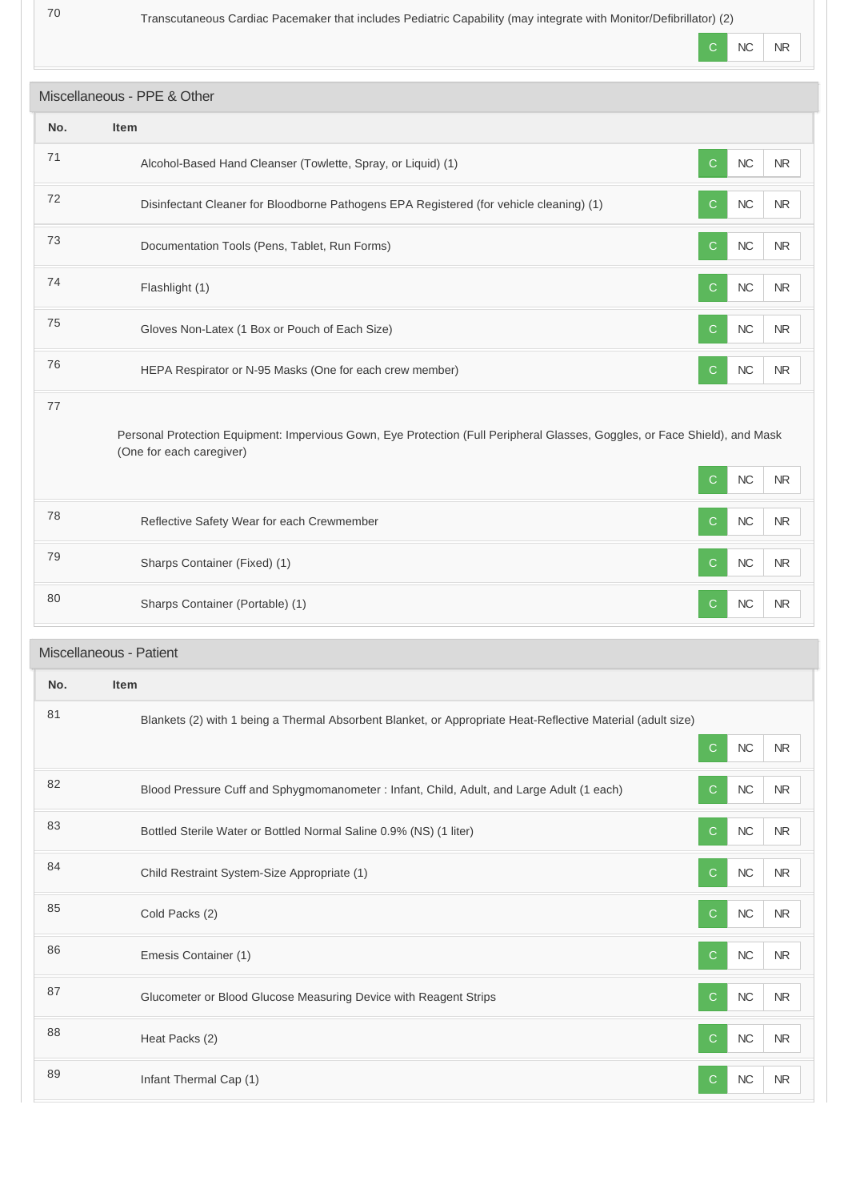| No. | Item | | | |
|---|---|---|---|---|
| 70 | Transcutaneous Cardiac Pacemaker that includes Pediatric Capability (may integrate with Monitor/Defibrillator) (2) | C | NC | NR |

## Miscellaneous - PPE & Other

| No. | Item | | | |
|---|---|---|---|---|
| 71 | Alcohol-Based Hand Cleanser (Towlette, Spray, or Liquid) (1) | C | NC | NR |
| 72 | Disinfectant Cleaner for Bloodborne Pathogens EPA Registered (for vehicle cleaning) (1) | C | NC | NR |
| 73 | Documentation Tools (Pens, Tablet, Run Forms) | C | NC | NR |
| 74 | Flashlight (1) | C | NC | NR |
| 75 | Gloves Non-Latex (1 Box or Pouch of Each Size) | C | NC | NR |
| 76 | HEPA Respirator or N-95 Masks (One for each crew member) | C | NC | NR |
| 77 | Personal Protection Equipment: Impervious Gown, Eye Protection (Full Peripheral Glasses, Goggles, or Face Shield), and Mask (One for each caregiver) | C | NC | NR |
| 78 | Reflective Safety Wear for each Crewmember | C | NC | NR |
| 79 | Sharps Container (Fixed) (1) | C | NC | NR |
| 80 | Sharps Container (Portable) (1) | C | NC | NR |

## Miscellaneous - Patient

| No. | Item | | | |
|---|---|---|---|---|
| 81 | Blankets (2) with 1 being a Thermal Absorbent Blanket, or Appropriate Heat-Reflective Material (adult size) | C | NC | NR |
| 82 | Blood Pressure Cuff and Sphygmomanometer : Infant, Child, Adult, and Large Adult (1 each) | C | NC | NR |
| 83 | Bottled Sterile Water or Bottled Normal Saline 0.9% (NS) (1 liter) | C | NC | NR |
| 84 | Child Restraint System-Size Appropriate (1) | C | NC | NR |
| 85 | Cold Packs (2) | C | NC | NR |
| 86 | Emesis Container (1) | C | NC | NR |
| 87 | Glucometer or Blood Glucose Measuring Device with Reagent Strips | C | NC | NR |
| 88 | Heat Packs (2) | C | NC | NR |
| 89 | Infant Thermal Cap (1) | C | NC | NR |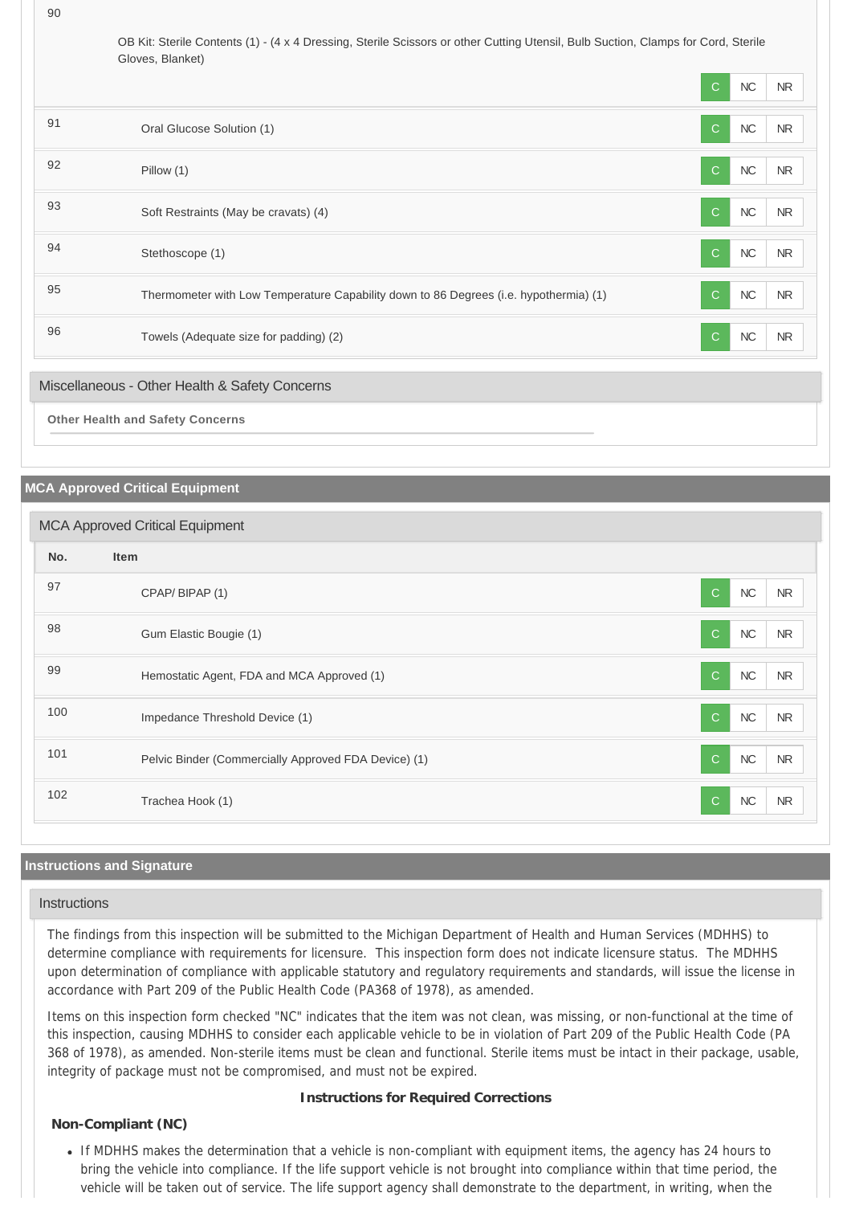| No. | Item | Status |
|---|---|---|
| 90 | OB Kit: Sterile Contents (1) - (4 x 4 Dressing, Sterile Scissors or other Cutting Utensil, Bulb Suction, Clamps for Cord, Sterile Gloves, Blanket) | C |
| 91 | Oral Glucose Solution (1) | C |
| 92 | Pillow (1) | C |
| 93 | Soft Restraints (May be cravats) (4) | C |
| 94 | Stethoscope (1) | C |
| 95 | Thermometer with Low Temperature Capability down to 86 Degrees (i.e. hypothermia) (1) | C |
| 96 | Towels (Adequate size for padding) (2) | C |

### Miscellaneous - Other Health & Safety Concerns

**Other Health and Safety Concerns**

## MCA Approved Critical Equipment

### MCA Approved Critical Equipment

| No. | Item | Status |
|---|---|---|
| 97 | CPAP/ BIPAP (1) | C |
| 98 | Gum Elastic Bougie (1) | C |
| 99 | Hemostatic Agent, FDA and MCA Approved (1) | C |
| 100 | Impedance Threshold Device (1) | C |
| 101 | Pelvic Binder (Commercially Approved FDA Device) (1) | C |
| 102 | Trachea Hook (1) | C |

## Instructions and Signature

### Instructions

The findings from this inspection will be submitted to the Michigan Department of Health and Human Services (MDHHS) to determine compliance with requirements for licensure. This inspection form does not indicate licensure status. The MDHHS upon determination of compliance with applicable statutory and regulatory requirements and standards, will issue the license in accordance with Part 209 of the Public Health Code (PA368 of 1978), as amended.

Items on this inspection form checked "NC" indicates that the item was not clean, was missing, or non-functional at the time of this inspection, causing MDHHS to consider each applicable vehicle to be in violation of Part 209 of the Public Health Code (PA 368 of 1978), as amended. Non-sterile items must be clean and functional. Sterile items must be intact in their package, usable, integrity of package must not be compromised, and must not be expired.

**Instructions for Required Corrections**

**Non-Compliant (NC)**

- If MDHHS makes the determination that a vehicle is non-compliant with equipment items, the agency has 24 hours to bring the vehicle into compliance. If the life support vehicle is not brought into compliance within that time period, the vehicle will be taken out of service. The life support agency shall demonstrate to the department, in writing, when the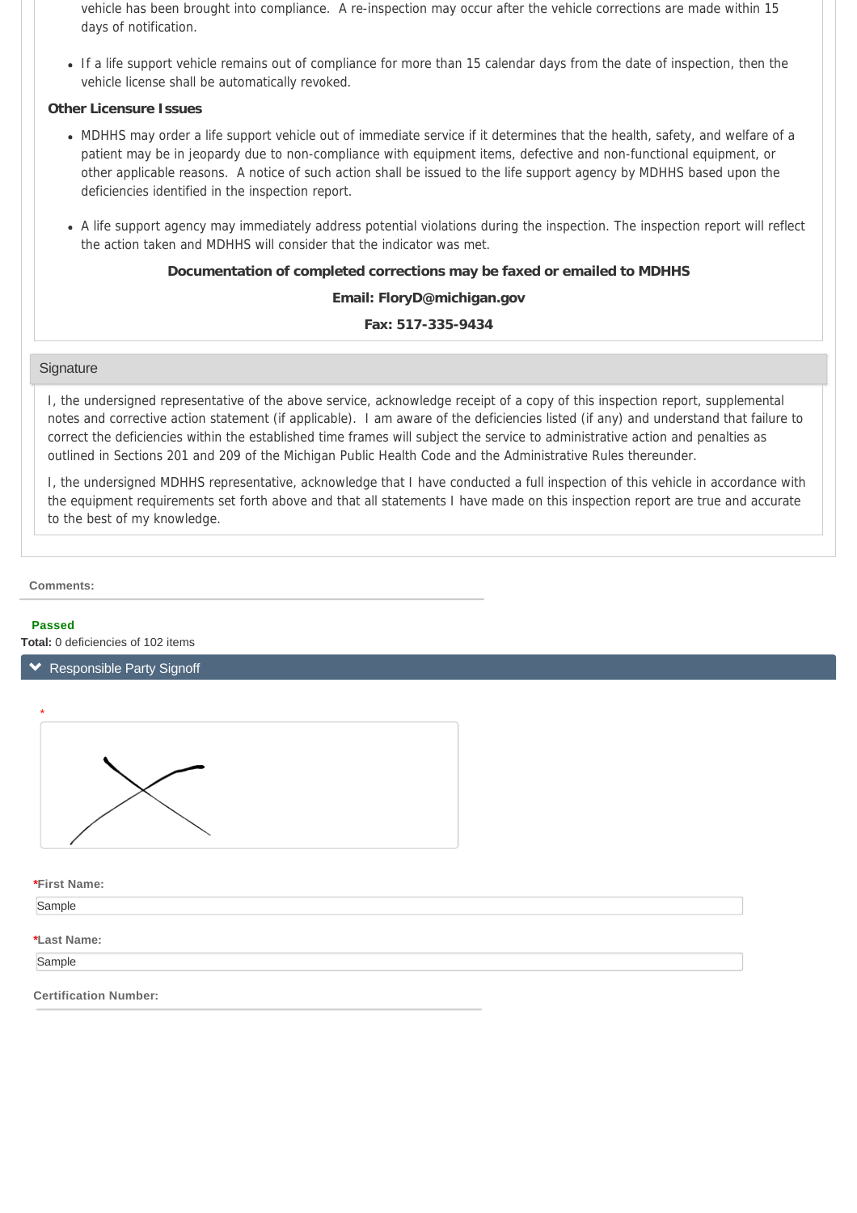vehicle has been brought into compliance. A re-inspection may occur after the vehicle corrections are made within 15 days of notification.

- If a life support vehicle remains out of compliance for more than 15 calendar days from the date of inspection, then the vehicle license shall be automatically revoked.

**Other Licensure Issues**

- MDHHS may order a life support vehicle out of immediate service if it determines that the health, safety, and welfare of a patient may be in jeopardy due to non-compliance with equipment items, defective and non-functional equipment, or other applicable reasons. A notice of such action shall be issued to the life support agency by MDHHS based upon the deficiencies identified in the inspection report.

- A life support agency may immediately address potential violations during the inspection. The inspection report will reflect the action taken and MDHHS will consider that the indicator was met.

**Documentation of completed corrections may be faxed or emailed to MDHHS**

**Email: FloryD@michigan.gov**

**Fax: 517-335-9434**

## Signature

I, the undersigned representative of the above service, acknowledge receipt of a copy of this inspection report, supplemental notes and corrective action statement (if applicable). I am aware of the deficiencies listed (if any) and understand that failure to correct the deficiencies within the established time frames will subject the service to administrative action and penalties as outlined in Sections 201 and 209 of the Michigan Public Health Code and the Administrative Rules thereunder.

I, the undersigned MDHHS representative, acknowledge that I have conducted a full inspection of this vehicle in accordance with the equipment requirements set forth above and that all statements I have made on this inspection report are true and accurate to the best of my knowledge.

**Comments:**

**Passed**

**Total:** 0 deficiencies of 102 items

## Responsible Party Signoff

*

***First Name:** Sample

***Last Name:** Sample

**Certification Number:**